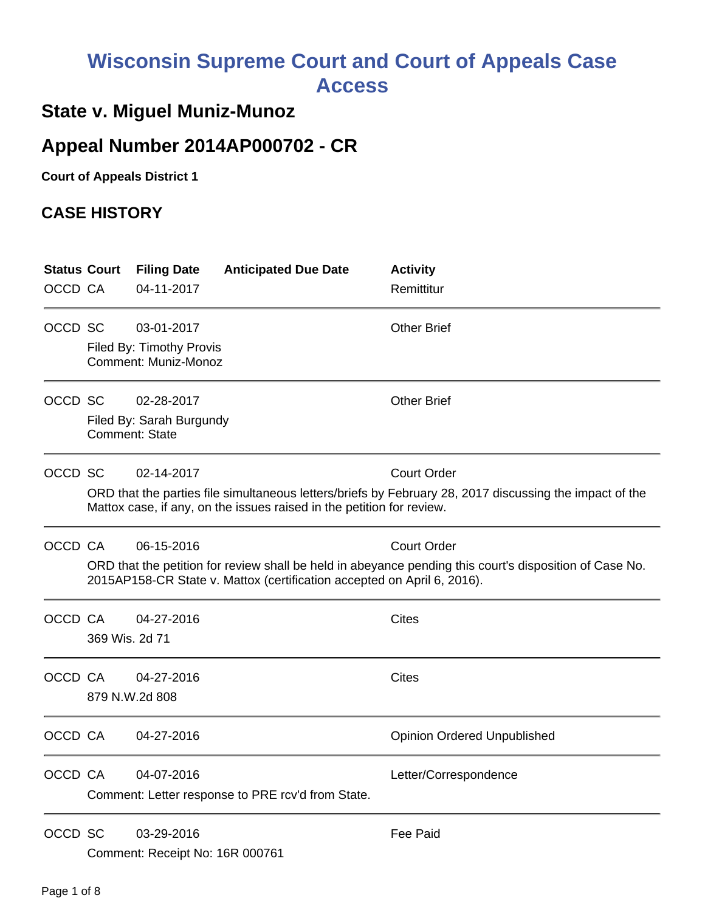# Wisconsin Supreme Court and Court of Appeals Case Access

## State v. Miguel Muniz-Munoz

## Appeal Number 2014AP000702 - CR

**Court of Appeals District 1**

### CASE HISTORY

| Status | Court | Filing Date | Anticipated Due Date | Activity |
|---|---|---|---|---|
| OCCD | CA | 04-11-2017 | | Remittitur |
| OCCD | SC | 03-01-2017 | | Other Brief |
| | Filed By: Timothy Provis<br>Comment: Muniz-Monoz | | | |
| OCCD | SC | 02-28-2017 | | Other Brief |
| | Filed By: Sarah Burgundy<br>Comment: State | | | |
| OCCD | SC | 02-14-2017 | | Court Order |
| | ORD that the parties file simultaneous letters/briefs by February 28, 2017 discussing the impact of the Mattox case, if any, on the issues raised in the petition for review. | | | |
| OCCD | CA | 06-15-2016 | | Court Order |
| | ORD that the petition for review shall be held in abeyance pending this court's disposition of Case No. 2015AP158-CR State v. Mattox (certification accepted on April 6, 2016). | | | |
| OCCD | CA | 04-27-2016 | | Cites |
| | 369 Wis. 2d 71 | | | |
| OCCD | CA | 04-27-2016 | | Cites |
| | 879 N.W.2d 808 | | | |
| OCCD | CA | 04-27-2016 | | Opinion Ordered Unpublished |
| OCCD | CA | 04-07-2016 | | Letter/Correspondence |
| | Comment: Letter response to PRE rcv'd from State. | | | |
| OCCD | SC | 03-29-2016 | | Fee Paid |
| | Comment: Receipt No: 16R 000761 | | | |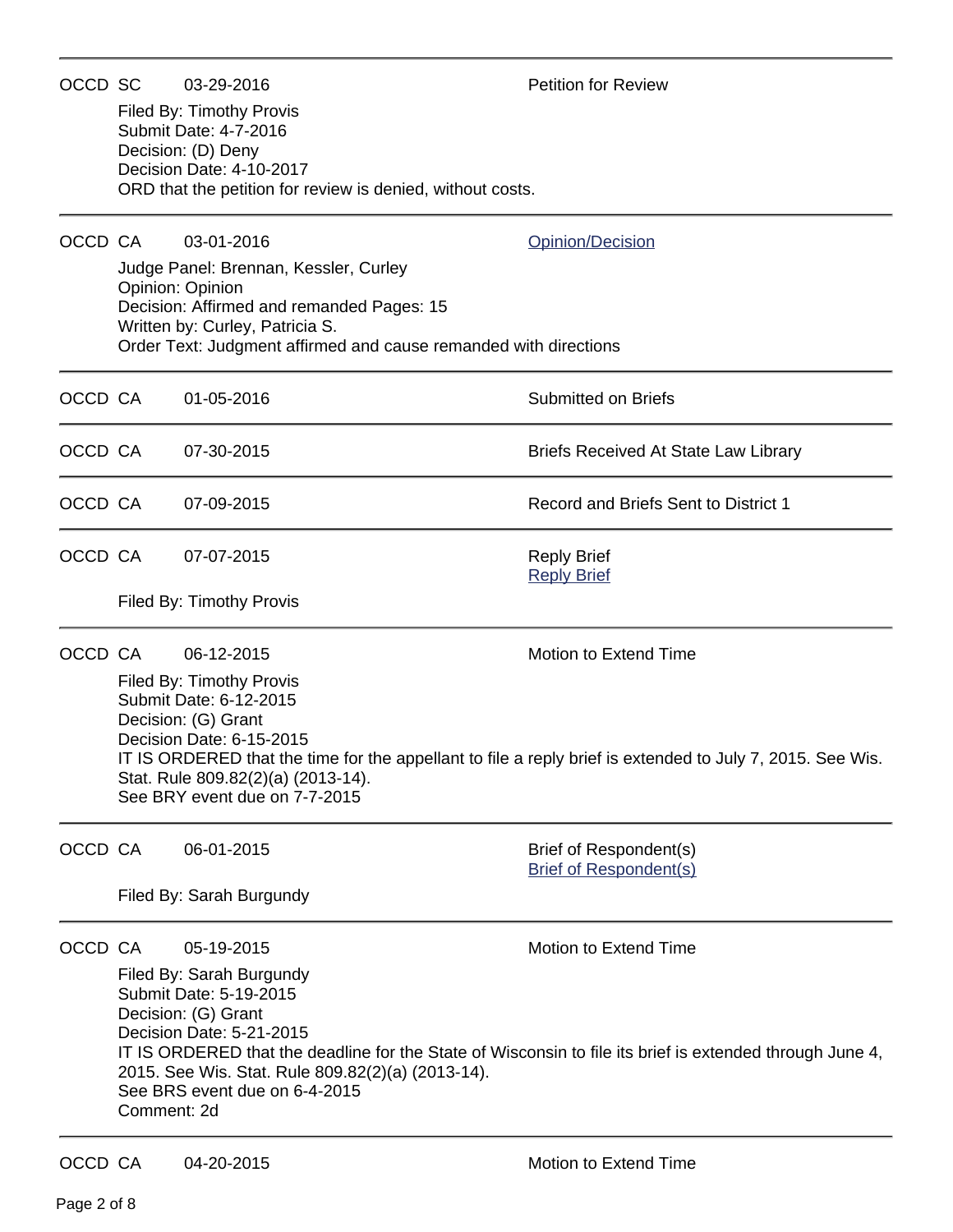---

OCCD SC 03-29-2016 Petition for Review

Filed By: Timothy Provis
Submit Date: 4-7-2016
Decision: (D) Deny
Decision Date: 4-10-2017
ORD that the petition for review is denied, without costs.

---

OCCD CA 03-01-2016 [Opinion/Decision]

Judge Panel: Brennan, Kessler, Curley
Opinion: Opinion
Decision: Affirmed and remanded Pages: 15
Written by: Curley, Patricia S.
Order Text: Judgment affirmed and cause remanded with directions

---

OCCD CA 01-05-2016 Submitted on Briefs

---

OCCD CA 07-30-2015 Briefs Received At State Law Library

---

OCCD CA 07-09-2015 Record and Briefs Sent to District 1

---

OCCD CA 07-07-2015 Reply Brief
[Reply Brief]

Filed By: Timothy Provis

---

OCCD CA 06-12-2015 Motion to Extend Time

Filed By: Timothy Provis
Submit Date: 6-12-2015
Decision: (G) Grant
Decision Date: 6-15-2015
IT IS ORDERED that the time for the appellant to file a reply brief is extended to July 7, 2015. See Wis. Stat. Rule 809.82(2)(a) (2013-14).
See BRY event due on 7-7-2015

---

OCCD CA 06-01-2015 Brief of Respondent(s)
[Brief of Respondent(s)]

Filed By: Sarah Burgundy

---

OCCD CA 05-19-2015 Motion to Extend Time

Filed By: Sarah Burgundy
Submit Date: 5-19-2015
Decision: (G) Grant
Decision Date: 5-21-2015
IT IS ORDERED that the deadline for the State of Wisconsin to file its brief is extended through June 4, 2015. See Wis. Stat. Rule 809.82(2)(a) (2013-14).
See BRS event due on 6-4-2015
Comment: 2d

---

OCCD CA 04-20-2015 Motion to Extend Time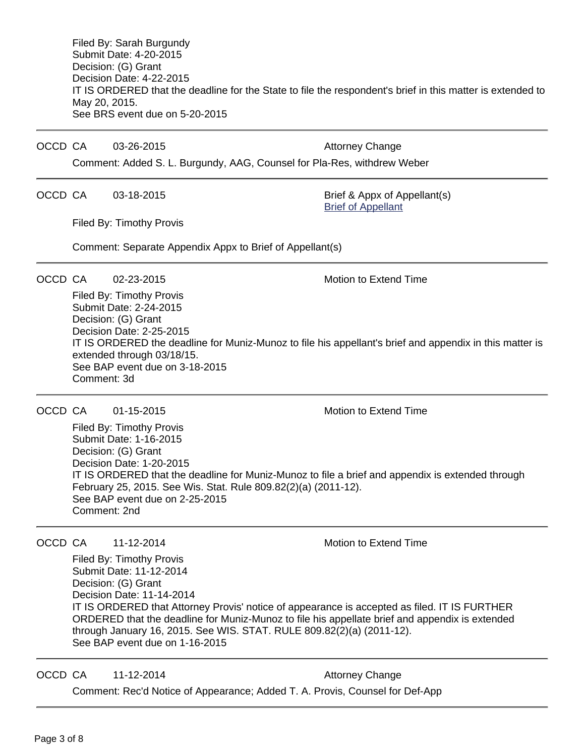Filed By: Sarah Burgundy
Submit Date: 4-20-2015
Decision: (G) Grant
Decision Date: 4-22-2015
IT IS ORDERED that the deadline for the State to file the respondent's brief in this matter is extended to May 20, 2015.
See BRS event due on 5-20-2015

---

OCCD CA 03-26-2015 Attorney Change

Comment: Added S. L. Burgundy, AAG, Counsel for Pla-Res, withdrew Weber

---

OCCD CA 03-18-2015 Brief & Appx of Appellant(s)
[Brief of Appellant]

Filed By: Timothy Provis

Comment: Separate Appendix Appx to Brief of Appellant(s)

---

OCCD CA 02-23-2015 Motion to Extend Time

Filed By: Timothy Provis
Submit Date: 2-24-2015
Decision: (G) Grant
Decision Date: 2-25-2015
IT IS ORDERED the deadline for Muniz-Munoz to file his appellant's brief and appendix in this matter is extended through 03/18/15.
See BAP event due on 3-18-2015
Comment: 3d

---

OCCD CA 01-15-2015 Motion to Extend Time

Filed By: Timothy Provis
Submit Date: 1-16-2015
Decision: (G) Grant
Decision Date: 1-20-2015
IT IS ORDERED that the deadline for Muniz-Munoz to file a brief and appendix is extended through February 25, 2015. See Wis. Stat. Rule 809.82(2)(a) (2011-12).
See BAP event due on 2-25-2015
Comment: 2nd

---

OCCD CA 11-12-2014 Motion to Extend Time

Filed By: Timothy Provis
Submit Date: 11-12-2014
Decision: (G) Grant
Decision Date: 11-14-2014
IT IS ORDERED that Attorney Provis' notice of appearance is accepted as filed. IT IS FURTHER ORDERED that the deadline for Muniz-Munoz to file his appellate brief and appendix is extended through January 16, 2015. See WIS. STAT. RULE 809.82(2)(a) (2011-12).
See BAP event due on 1-16-2015

---

OCCD CA 11-12-2014 Attorney Change

Comment: Rec'd Notice of Appearance; Added T. A. Provis, Counsel for Def-App

---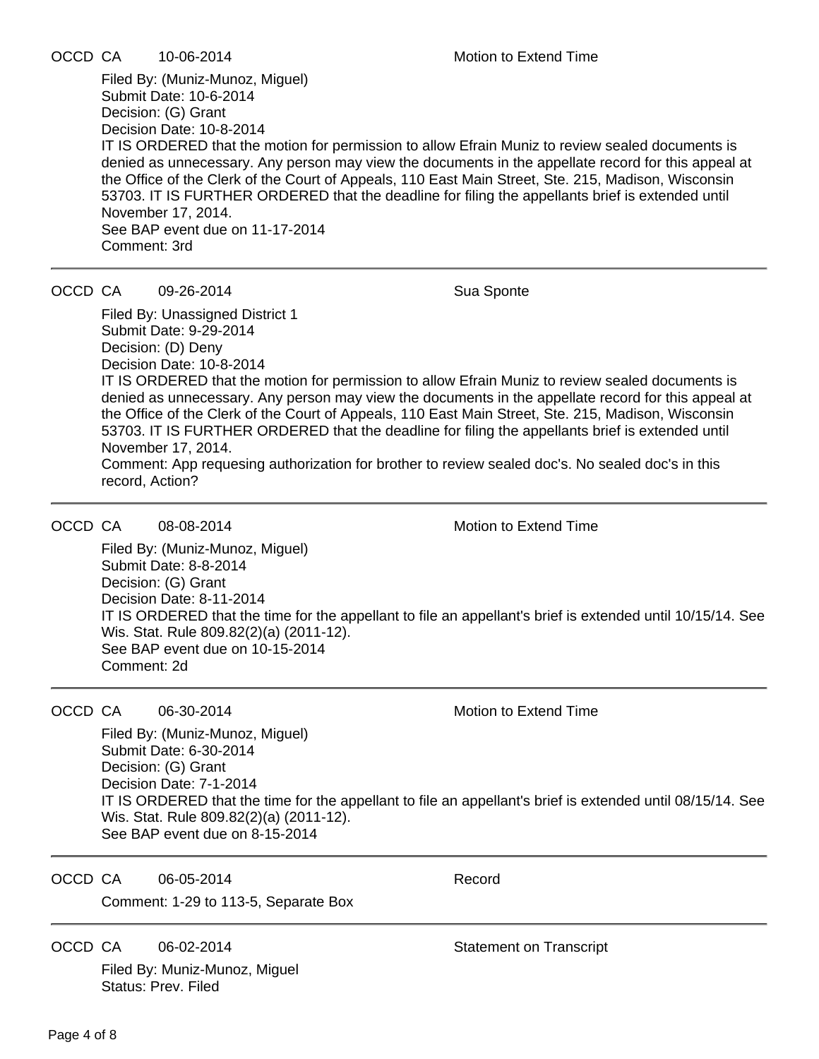OCCD CA 10-06-2014 Motion to Extend Time

Filed By: (Muniz-Munoz, Miguel)
Submit Date: 10-6-2014
Decision: (G) Grant
Decision Date: 10-8-2014
IT IS ORDERED that the motion for permission to allow Efrain Muniz to review sealed documents is denied as unnecessary. Any person may view the documents in the appellate record for this appeal at the Office of the Clerk of the Court of Appeals, 110 East Main Street, Ste. 215, Madison, Wisconsin 53703. IT IS FURTHER ORDERED that the deadline for filing the appellants brief is extended until November 17, 2014.
See BAP event due on 11-17-2014
Comment: 3rd

---

OCCD CA 09-26-2014 Sua Sponte

Filed By: Unassigned District 1
Submit Date: 9-29-2014
Decision: (D) Deny
Decision Date: 10-8-2014
IT IS ORDERED that the motion for permission to allow Efrain Muniz to review sealed documents is denied as unnecessary. Any person may view the documents in the appellate record for this appeal at the Office of the Clerk of the Court of Appeals, 110 East Main Street, Ste. 215, Madison, Wisconsin 53703. IT IS FURTHER ORDERED that the deadline for filing the appellants brief is extended until November 17, 2014.
Comment: App requesing authorization for brother to review sealed doc's. No sealed doc's in this record, Action?

---

OCCD CA 08-08-2014 Motion to Extend Time

Filed By: (Muniz-Munoz, Miguel)
Submit Date: 8-8-2014
Decision: (G) Grant
Decision Date: 8-11-2014
IT IS ORDERED that the time for the appellant to file an appellant's brief is extended until 10/15/14. See Wis. Stat. Rule 809.82(2)(a) (2011-12).
See BAP event due on 10-15-2014
Comment: 2d

---

OCCD CA 06-30-2014 Motion to Extend Time

Filed By: (Muniz-Munoz, Miguel)
Submit Date: 6-30-2014
Decision: (G) Grant
Decision Date: 7-1-2014
IT IS ORDERED that the time for the appellant to file an appellant's brief is extended until 08/15/14. See Wis. Stat. Rule 809.82(2)(a) (2011-12).
See BAP event due on 8-15-2014

---

OCCD CA 06-05-2014 Record

Comment: 1-29 to 113-5, Separate Box

---

OCCD CA 06-02-2014 Statement on Transcript

Filed By: Muniz-Munoz, Miguel
Status: Prev. Filed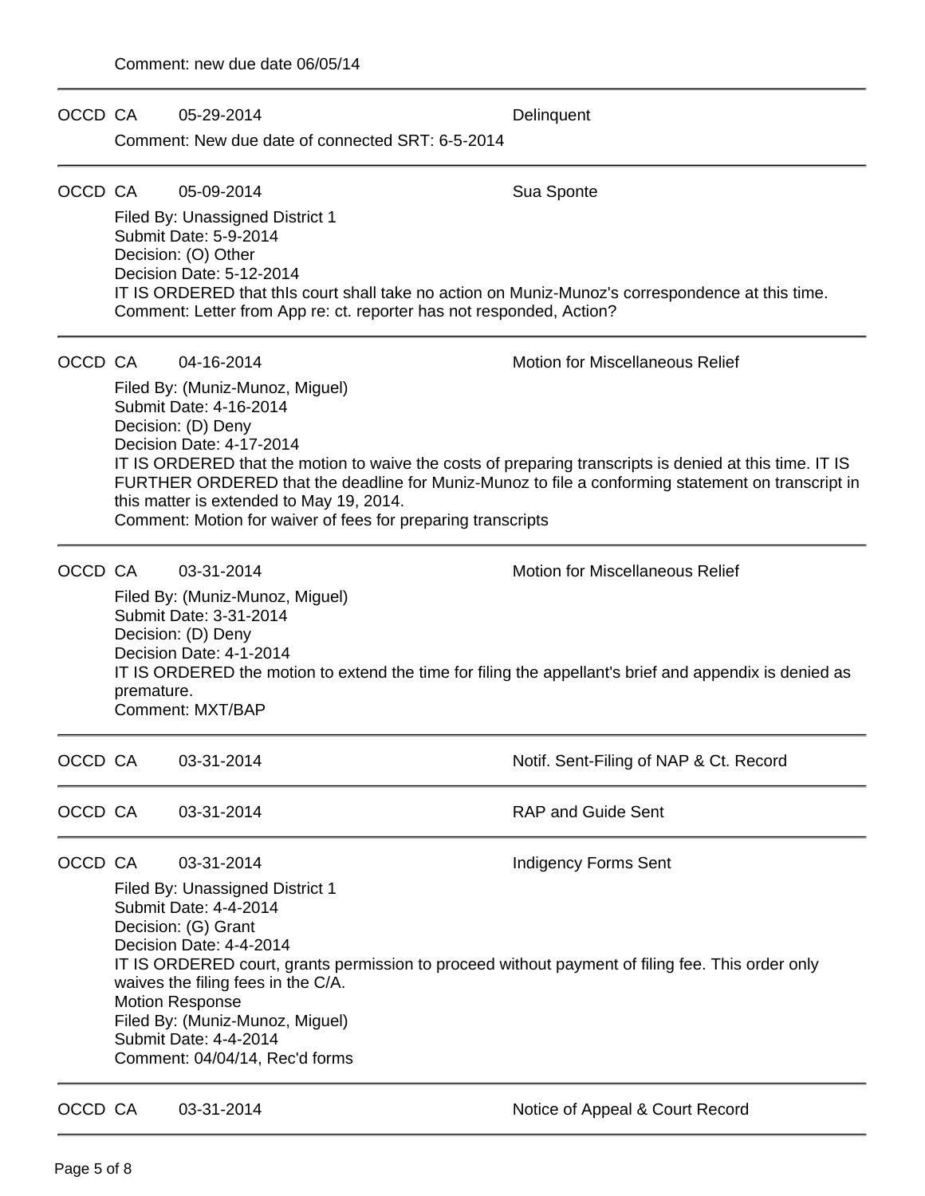Comment: new due date 06/05/14

---

OCCD CA 05-29-2014 Delinquent

Comment: New due date of connected SRT: 6-5-2014

---

OCCD CA 05-09-2014 Sua Sponte

Filed By: Unassigned District 1
Submit Date: 5-9-2014
Decision: (O) Other
Decision Date: 5-12-2014
IT IS ORDERED that thIs court shall take no action on Muniz-Munoz's correspondence at this time.
Comment: Letter from App re: ct. reporter has not responded, Action?

---

OCCD CA 04-16-2014 Motion for Miscellaneous Relief

Filed By: (Muniz-Munoz, Miguel)
Submit Date: 4-16-2014
Decision: (D) Deny
Decision Date: 4-17-2014
IT IS ORDERED that the motion to waive the costs of preparing transcripts is denied at this time. IT IS FURTHER ORDERED that the deadline for Muniz-Munoz to file a conforming statement on transcript in this matter is extended to May 19, 2014.
Comment: Motion for waiver of fees for preparing transcripts

---

OCCD CA 03-31-2014 Motion for Miscellaneous Relief

Filed By: (Muniz-Munoz, Miguel)
Submit Date: 3-31-2014
Decision: (D) Deny
Decision Date: 4-1-2014
IT IS ORDERED the motion to extend the time for filing the appellant's brief and appendix is denied as premature.
Comment: MXT/BAP

---

OCCD CA 03-31-2014 Notif. Sent-Filing of NAP & Ct. Record

---

OCCD CA 03-31-2014 RAP and Guide Sent

---

OCCD CA 03-31-2014 Indigency Forms Sent

Filed By: Unassigned District 1
Submit Date: 4-4-2014
Decision: (G) Grant
Decision Date: 4-4-2014
IT IS ORDERED court, grants permission to proceed without payment of filing fee. This order only waives the filing fees in the C/A.
Motion Response
Filed By: (Muniz-Munoz, Miguel)
Submit Date: 4-4-2014
Comment: 04/04/14, Rec'd forms

---

OCCD CA 03-31-2014 Notice of Appeal & Court Record

---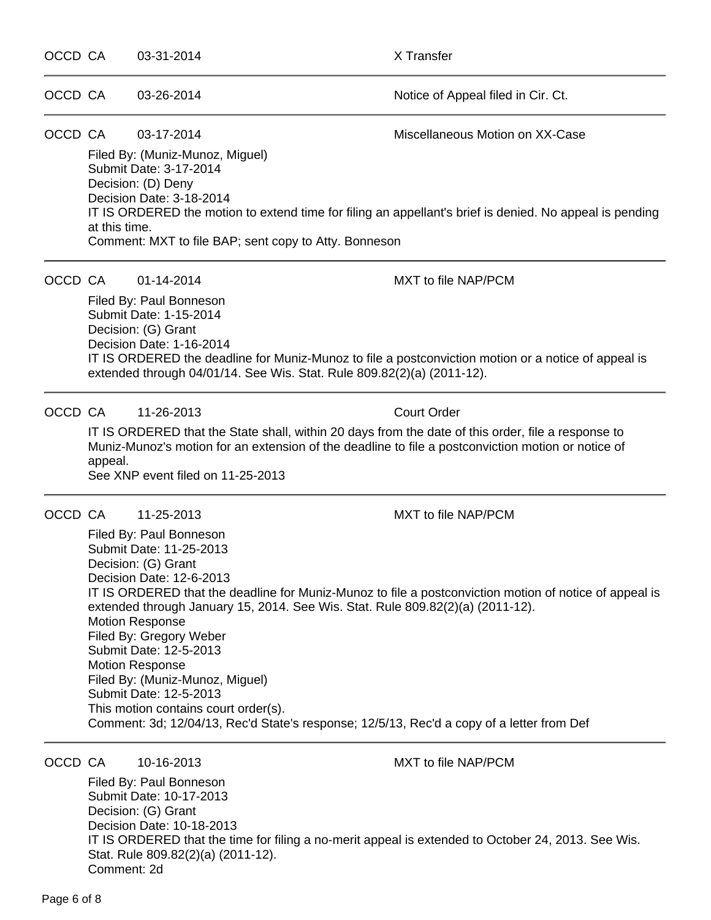OCCD CA 03-31-2014 X Transfer

---

OCCD CA 03-26-2014 Notice of Appeal filed in Cir. Ct.

---

OCCD CA 03-17-2014 Miscellaneous Motion on XX-Case

Filed By: (Muniz-Munoz, Miguel)
Submit Date: 3-17-2014
Decision: (D) Deny
Decision Date: 3-18-2014
IT IS ORDERED the motion to extend time for filing an appellant's brief is denied. No appeal is pending at this time.
Comment: MXT to file BAP; sent copy to Atty. Bonneson

---

OCCD CA 01-14-2014 MXT to file NAP/PCM

Filed By: Paul Bonneson
Submit Date: 1-15-2014
Decision: (G) Grant
Decision Date: 1-16-2014
IT IS ORDERED the deadline for Muniz-Munoz to file a postconviction motion or a notice of appeal is extended through 04/01/14. See Wis. Stat. Rule 809.82(2)(a) (2011-12).

---

OCCD CA 11-26-2013 Court Order

IT IS ORDERED that the State shall, within 20 days from the date of this order, file a response to Muniz-Munoz's motion for an extension of the deadline to file a postconviction motion or notice of appeal.
See XNP event filed on 11-25-2013

---

OCCD CA 11-25-2013 MXT to file NAP/PCM

Filed By: Paul Bonneson
Submit Date: 11-25-2013
Decision: (G) Grant
Decision Date: 12-6-2013
IT IS ORDERED that the deadline for Muniz-Munoz to file a postconviction motion of notice of appeal is extended through January 15, 2014. See Wis. Stat. Rule 809.82(2)(a) (2011-12).
Motion Response
Filed By: Gregory Weber
Submit Date: 12-5-2013
Motion Response
Filed By: (Muniz-Munoz, Miguel)
Submit Date: 12-5-2013
This motion contains court order(s).
Comment: 3d; 12/04/13, Rec'd State's response; 12/5/13, Rec'd a copy of a letter from Def

---

OCCD CA 10-16-2013 MXT to file NAP/PCM

Filed By: Paul Bonneson
Submit Date: 10-17-2013
Decision: (G) Grant
Decision Date: 10-18-2013
IT IS ORDERED that the time for filing a no-merit appeal is extended to October 24, 2013. See Wis. Stat. Rule 809.82(2)(a) (2011-12).
Comment: 2d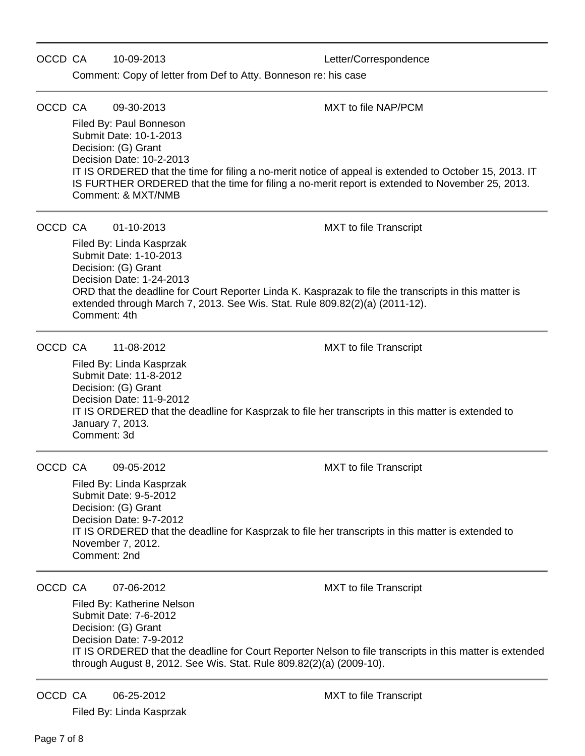---

OCCD CA 10-09-2013 Letter/Correspondence

Comment: Copy of letter from Def to Atty. Bonneson re: his case

---

OCCD CA 09-30-2013 MXT to file NAP/PCM

Filed By: Paul Bonneson
Submit Date: 10-1-2013
Decision: (G) Grant
Decision Date: 10-2-2013
IT IS ORDERED that the time for filing a no-merit notice of appeal is extended to October 15, 2013. IT IS FURTHER ORDERED that the time for filing a no-merit report is extended to November 25, 2013.
Comment: & MXT/NMB

---

OCCD CA 01-10-2013 MXT to file Transcript

Filed By: Linda Kasprzak
Submit Date: 1-10-2013
Decision: (G) Grant
Decision Date: 1-24-2013
ORD that the deadline for Court Reporter Linda K. Kasprazak to file the transcripts in this matter is extended through March 7, 2013. See Wis. Stat. Rule 809.82(2)(a) (2011-12).
Comment: 4th

---

OCCD CA 11-08-2012 MXT to file Transcript

Filed By: Linda Kasprzak
Submit Date: 11-8-2012
Decision: (G) Grant
Decision Date: 11-9-2012
IT IS ORDERED that the deadline for Kasprzak to file her transcripts in this matter is extended to January 7, 2013.
Comment: 3d

---

OCCD CA 09-05-2012 MXT to file Transcript

Filed By: Linda Kasprzak
Submit Date: 9-5-2012
Decision: (G) Grant
Decision Date: 9-7-2012
IT IS ORDERED that the deadline for Kasprzak to file her transcripts in this matter is extended to November 7, 2012.
Comment: 2nd

---

OCCD CA 07-06-2012 MXT to file Transcript

Filed By: Katherine Nelson
Submit Date: 7-6-2012
Decision: (G) Grant
Decision Date: 7-9-2012
IT IS ORDERED that the deadline for Court Reporter Nelson to file transcripts in this matter is extended through August 8, 2012. See Wis. Stat. Rule 809.82(2)(a) (2009-10).

---

OCCD CA 06-25-2012 MXT to file Transcript

Filed By: Linda Kasprzak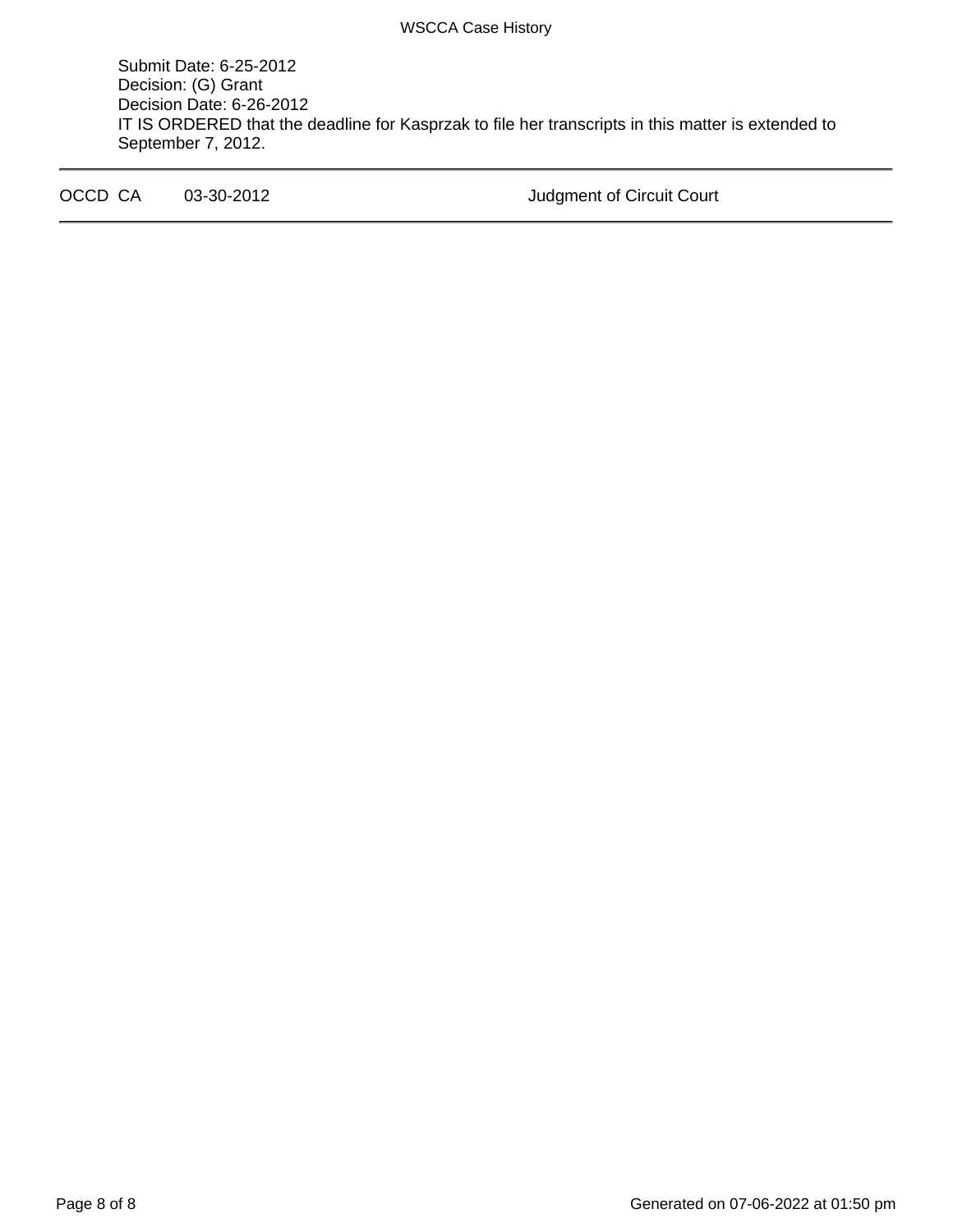Submit Date: 6-25-2012
Decision: (G) Grant
Decision Date: 6-26-2012
IT IS ORDERED that the deadline for Kasprzak to file her transcripts in this matter is extended to September 7, 2012.

---

| | | | |
|---|---|---|---|
| OCCD | CA | 03-30-2012 | Judgment of Circuit Court |

---